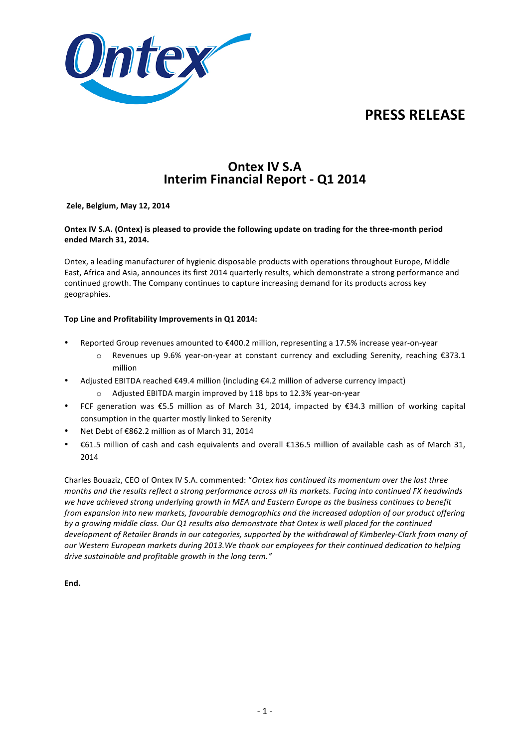# PRESS RELEASE

## Ontex IV S.A
## Interim Financial Report - Q1 2014

**Zele, Belgium, May 12, 2014**

**Ontex IV S.A. (Ontex) is pleased to provide the following update on trading for the three-month period ended March 31, 2014.**

Ontex, a leading manufacturer of hygienic disposable products with operations throughout Europe, Middle East, Africa and Asia, announces its first 2014 quarterly results, which demonstrate a strong performance and continued growth. The Company continues to capture increasing demand for its products across key geographies.

**Top Line and Profitability Improvements in Q1 2014:**

- Reported Group revenues amounted to €400.2 million, representing a 17.5% increase year-on-year
  - Revenues up 9.6% year-on-year at constant currency and excluding Serenity, reaching €373.1 million
- Adjusted EBITDA reached €49.4 million (including €4.2 million of adverse currency impact)
  - Adjusted EBITDA margin improved by 118 bps to 12.3% year-on-year
- FCF generation was €5.5 million as of March 31, 2014, impacted by €34.3 million of working capital consumption in the quarter mostly linked to Serenity
- Net Debt of €862.2 million as of March 31, 2014
- €61.5 million of cash and cash equivalents and overall €136.5 million of available cash as of March 31, 2014

Charles Bouaziz, CEO of Ontex IV S.A. commented: "*Ontex has continued its momentum over the last three months and the results reflect a strong performance across all its markets. Facing into continued FX headwinds we have achieved strong underlying growth in MEA and Eastern Europe as the business continues to benefit from expansion into new markets, favourable demographics and the increased adoption of our product offering by a growing middle class. Our Q1 results also demonstrate that Ontex is well placed for the continued development of Retailer Brands in our categories, supported by the withdrawal of Kimberley-Clark from many of our Western European markets during 2013.We thank our employees for their continued dedication to helping drive sustainable and profitable growth in the long term.*"

**End.**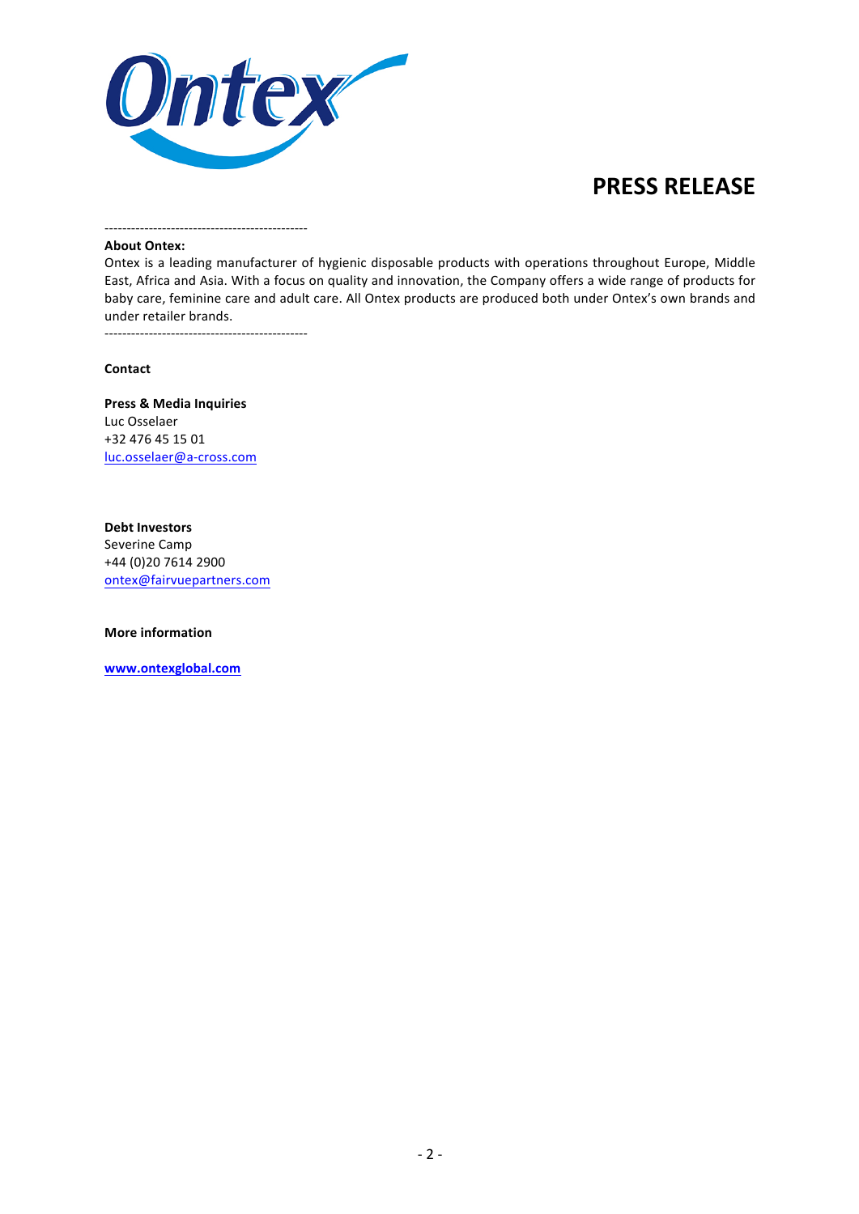# PRESS RELEASE

-----------------------------------------------

**About Ontex:**

Ontex is a leading manufacturer of hygienic disposable products with operations throughout Europe, Middle East, Africa and Asia. With a focus on quality and innovation, the Company offers a wide range of products for baby care, feminine care and adult care. All Ontex products are produced both under Ontex's own brands and under retailer brands.

-----------------------------------------------

**Contact**

**Press & Media Inquiries**
Luc Osselaer
+32 476 45 15 01
luc.osselaer@a-cross.com

**Debt Investors**
Severine Camp
+44 (0)20 7614 2900
ontex@fairvuepartners.com

**More information**

**www.ontexglobal.com**